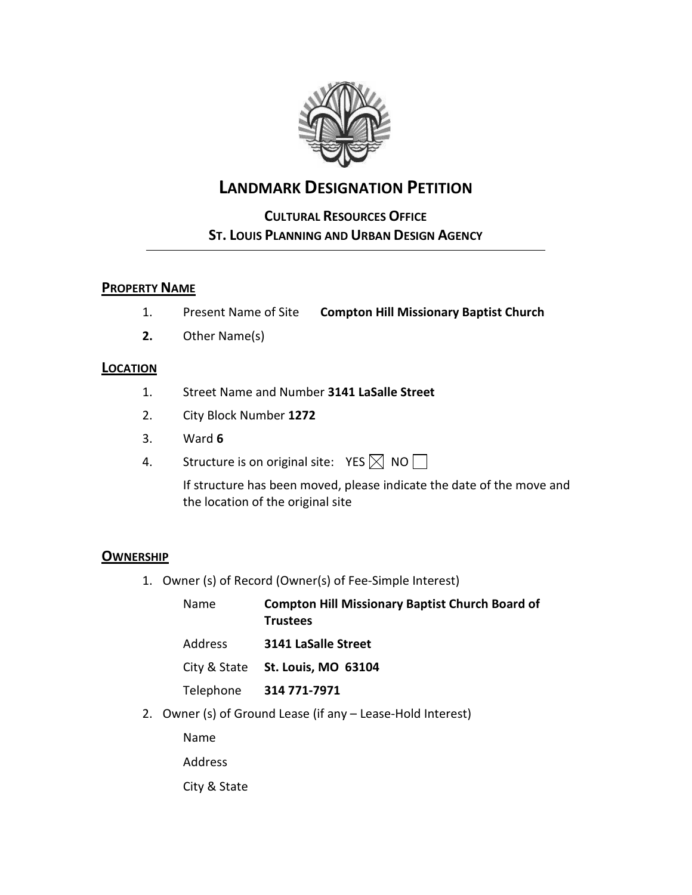# LANDMARK DESIGNATION PETITION

## CULTURAL RESOURCES OFFICE
## ST. LOUIS PLANNING AND URBAN DESIGN AGENCY

---

### PROPERTY NAME

1. Present Name of Site **Compton Hill Missionary Baptist Church**
2. Other Name(s)

### LOCATION

1. Street Name and Number **3141 LaSalle Street**
2. City Block Number **1272**
3. Ward **6**
4. Structure is on original site: YES ☒ NO ☐

   If structure has been moved, please indicate the date of the move and the location of the original site

### OWNERSHIP

1. Owner (s) of Record (Owner(s) of Fee-Simple Interest)

   Name **Compton Hill Missionary Baptist Church Board of Trustees**

   Address **3141 LaSalle Street**

   City & State **St. Louis, MO 63104**

   Telephone **314 771-7971**

2. Owner (s) of Ground Lease (if any – Lease-Hold Interest)

   Name

   Address

   City & State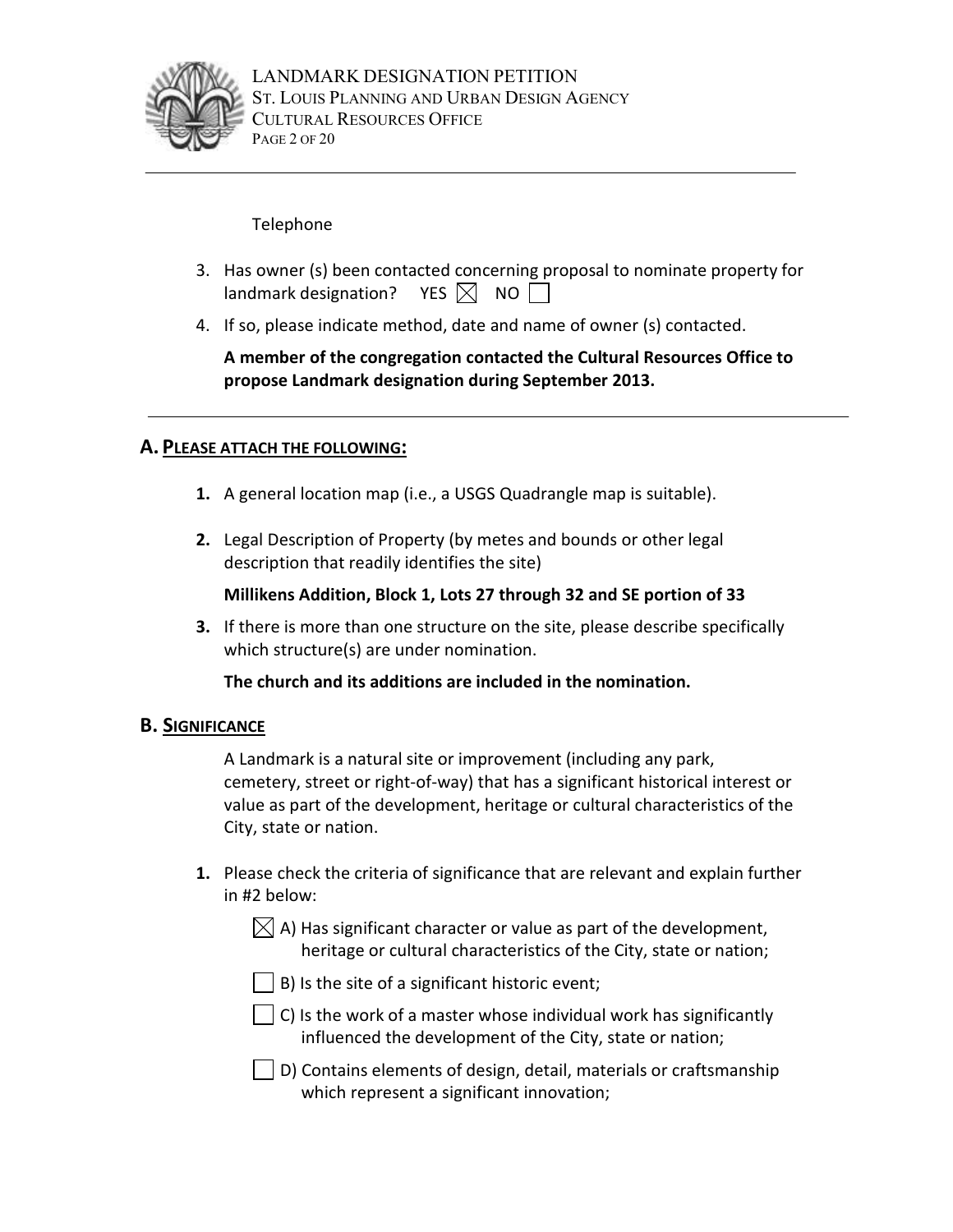Telephone

3. Has owner (s) been contacted concerning proposal to nominate property for landmark designation? YES ☒ NO ☐

4. If so, please indicate method, date and name of owner (s) contacted.

   **A member of the congregation contacted the Cultural Resources Office to propose Landmark designation during September 2013.**

---

## A. PLEASE ATTACH THE FOLLOWING:

1. A general location map (i.e., a USGS Quadrangle map is suitable).

2. Legal Description of Property (by metes and bounds or other legal description that readily identifies the site)

   **Millikens Addition, Block 1, Lots 27 through 32 and SE portion of 33**

3. If there is more than one structure on the site, please describe specifically which structure(s) are under nomination.

   **The church and its additions are included in the nomination.**

## B. SIGNIFICANCE

A Landmark is a natural site or improvement (including any park, cemetery, street or right-of-way) that has a significant historical interest or value as part of the development, heritage or cultural characteristics of the City, state or nation.

1. Please check the criteria of significance that are relevant and explain further in #2 below:

   ☒ A) Has significant character or value as part of the development, heritage or cultural characteristics of the City, state or nation;

   ☐ B) Is the site of a significant historic event;

   ☐ C) Is the work of a master whose individual work has significantly influenced the development of the City, state or nation;

   ☐ D) Contains elements of design, detail, materials or craftsmanship which represent a significant innovation;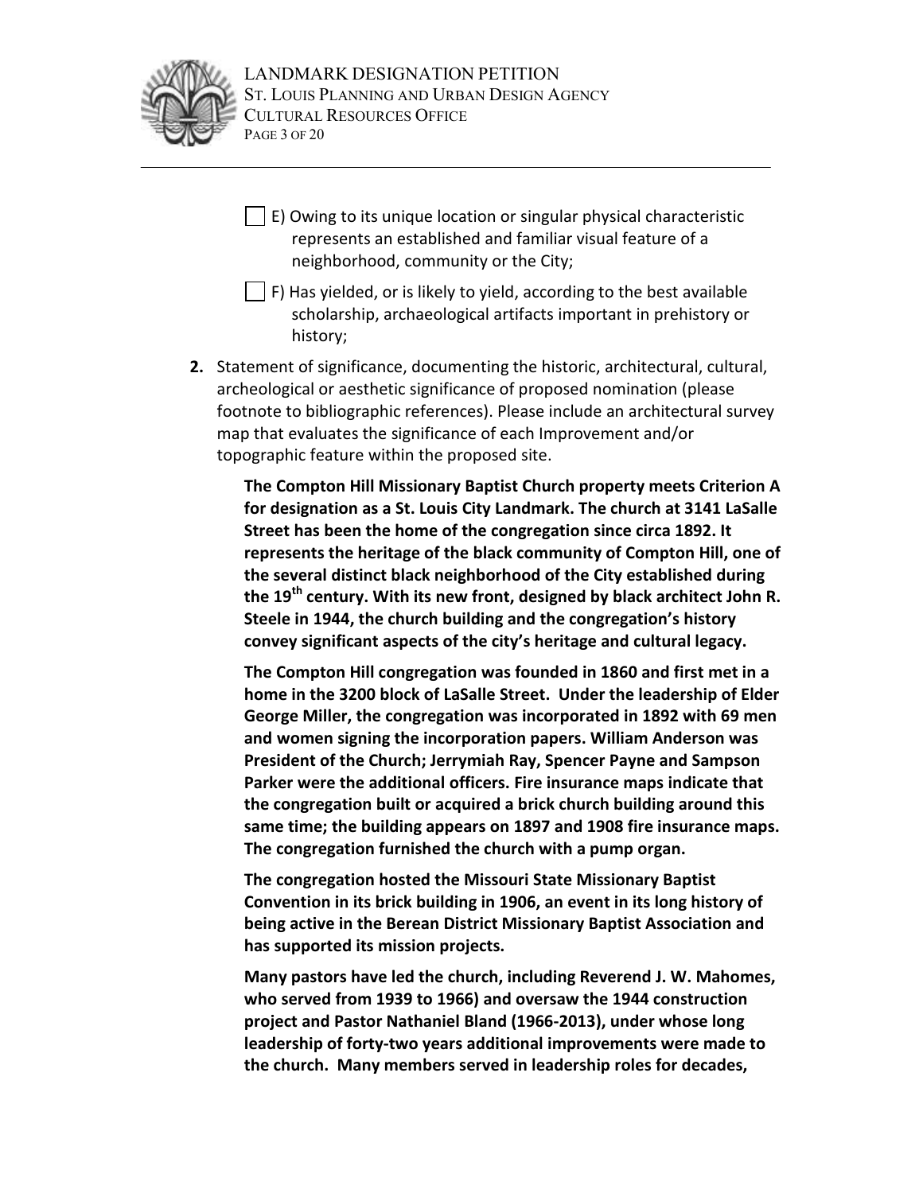- [ ] E) Owing to its unique location or singular physical characteristic represents an established and familiar visual feature of a neighborhood, community or the City;

- [ ] F) Has yielded, or is likely to yield, according to the best available scholarship, archaeological artifacts important in prehistory or history;

**2.** Statement of significance, documenting the historic, architectural, cultural, archeological or aesthetic significance of proposed nomination (please footnote to bibliographic references). Please include an architectural survey map that evaluates the significance of each Improvement and/or topographic feature within the proposed site.

**The Compton Hill Missionary Baptist Church property meets Criterion A for designation as a St. Louis City Landmark. The church at 3141 LaSalle Street has been the home of the congregation since circa 1892. It represents the heritage of the black community of Compton Hill, one of the several distinct black neighborhood of the City established during the 19th century. With its new front, designed by black architect John R. Steele in 1944, the church building and the congregation's history convey significant aspects of the city's heritage and cultural legacy.**

**The Compton Hill congregation was founded in 1860 and first met in a home in the 3200 block of LaSalle Street. Under the leadership of Elder George Miller, the congregation was incorporated in 1892 with 69 men and women signing the incorporation papers. William Anderson was President of the Church; Jerrymiah Ray, Spencer Payne and Sampson Parker were the additional officers. Fire insurance maps indicate that the congregation built or acquired a brick church building around this same time; the building appears on 1897 and 1908 fire insurance maps. The congregation furnished the church with a pump organ.**

**The congregation hosted the Missouri State Missionary Baptist Convention in its brick building in 1906, an event in its long history of being active in the Berean District Missionary Baptist Association and has supported its mission projects.**

**Many pastors have led the church, including Reverend J. W. Mahomes, who served from 1939 to 1966) and oversaw the 1944 construction project and Pastor Nathaniel Bland (1966-2013), under whose long leadership of forty-two years additional improvements were made to the church. Many members served in leadership roles for decades,**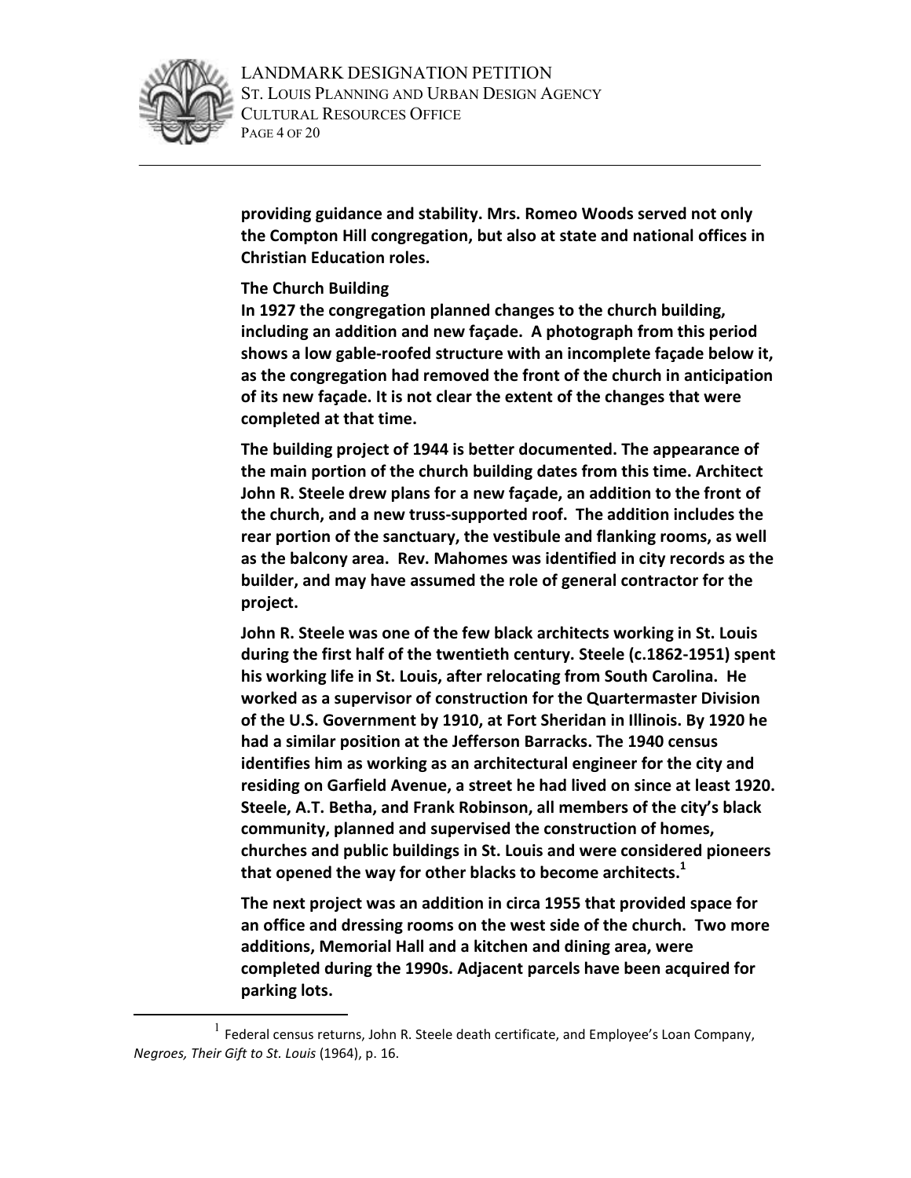**providing guidance and stability. Mrs. Romeo Woods served not only the Compton Hill congregation, but also at state and national offices in Christian Education roles.**

**The Church Building**

**In 1927 the congregation planned changes to the church building, including an addition and new façade. A photograph from this period shows a low gable-roofed structure with an incomplete façade below it, as the congregation had removed the front of the church in anticipation of its new façade. It is not clear the extent of the changes that were completed at that time.**

**The building project of 1944 is better documented. The appearance of the main portion of the church building dates from this time. Architect John R. Steele drew plans for a new façade, an addition to the front of the church, and a new truss-supported roof. The addition includes the rear portion of the sanctuary, the vestibule and flanking rooms, as well as the balcony area. Rev. Mahomes was identified in city records as the builder, and may have assumed the role of general contractor for the project.**

**John R. Steele was one of the few black architects working in St. Louis during the first half of the twentieth century. Steele (c.1862-1951) spent his working life in St. Louis, after relocating from South Carolina. He worked as a supervisor of construction for the Quartermaster Division of the U.S. Government by 1910, at Fort Sheridan in Illinois. By 1920 he had a similar position at the Jefferson Barracks. The 1940 census identifies him as working as an architectural engineer for the city and residing on Garfield Avenue, a street he had lived on since at least 1920. Steele, A.T. Betha, and Frank Robinson, all members of the city's black community, planned and supervised the construction of homes, churches and public buildings in St. Louis and were considered pioneers that opened the way for other blacks to become architects.[1]**

**The next project was an addition in circa 1955 that provided space for an office and dressing rooms on the west side of the church. Two more additions, Memorial Hall and a kitchen and dining area, were completed during the 1990s. Adjacent parcels have been acquired for parking lots.**

---

[1] Federal census returns, John R. Steele death certificate, and Employee's Loan Company, *Negroes, Their Gift to St. Louis* (1964), p. 16.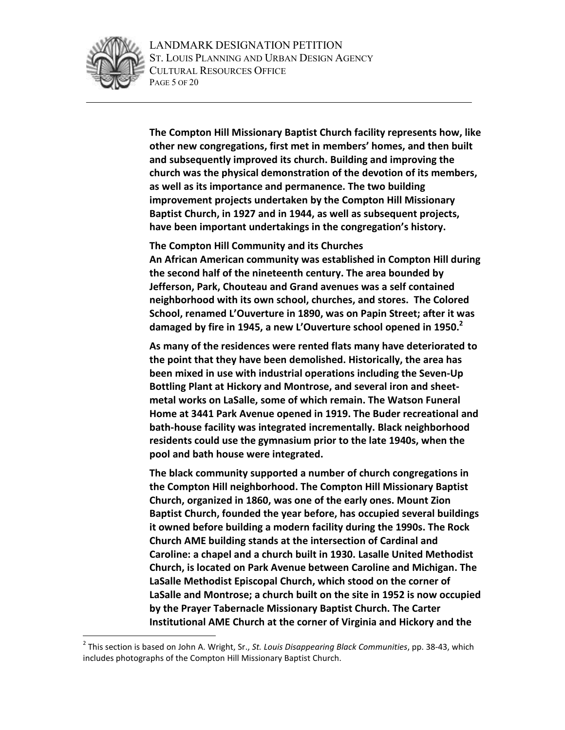**The Compton Hill Missionary Baptist Church facility represents how, like other new congregations, first met in members' homes, and then built and subsequently improved its church. Building and improving the church was the physical demonstration of the devotion of its members, as well as its importance and permanence. The two building improvement projects undertaken by the Compton Hill Missionary Baptist Church, in 1927 and in 1944, as well as subsequent projects, have been important undertakings in the congregation's history.**

**The Compton Hill Community and its Churches**

**An African American community was established in Compton Hill during the second half of the nineteenth century. The area bounded by Jefferson, Park, Chouteau and Grand avenues was a self contained neighborhood with its own school, churches, and stores. The Colored School, renamed L'Ouverture in 1890, was on Papin Street; after it was damaged by fire in 1945, a new L'Ouverture school opened in 1950.[2]**

**As many of the residences were rented flats many have deteriorated to the point that they have been demolished. Historically, the area has been mixed in use with industrial operations including the Seven-Up Bottling Plant at Hickory and Montrose, and several iron and sheet-metal works on LaSalle, some of which remain. The Watson Funeral Home at 3441 Park Avenue opened in 1919. The Buder recreational and bath-house facility was integrated incrementally. Black neighborhood residents could use the gymnasium prior to the late 1940s, when the pool and bath house were integrated.**

**The black community supported a number of church congregations in the Compton Hill neighborhood. The Compton Hill Missionary Baptist Church, organized in 1860, was one of the early ones. Mount Zion Baptist Church, founded the year before, has occupied several buildings it owned before building a modern facility during the 1990s. The Rock Church AME building stands at the intersection of Cardinal and Caroline: a chapel and a church built in 1930. Lasalle United Methodist Church, is located on Park Avenue between Caroline and Michigan. The LaSalle Methodist Episcopal Church, which stood on the corner of LaSalle and Montrose; a church built on the site in 1952 is now occupied by the Prayer Tabernacle Missionary Baptist Church. The Carter Institutional AME Church at the corner of Virginia and Hickory and the**

[2] This section is based on John A. Wright, Sr., *St. Louis Disappearing Black Communities*, pp. 38-43, which includes photographs of the Compton Hill Missionary Baptist Church.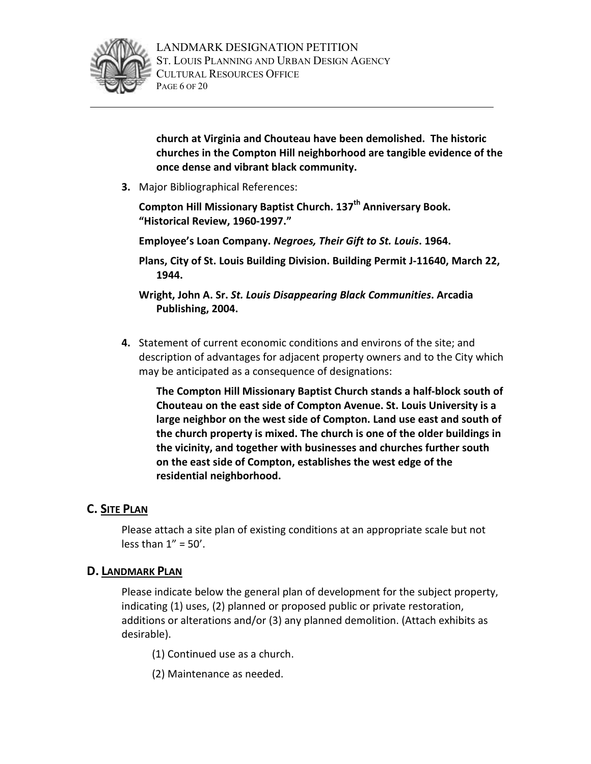**church at Virginia and Chouteau have been demolished. The historic churches in the Compton Hill neighborhood are tangible evidence of the once dense and vibrant black community.**

3. Major Bibliographical References:

   **Compton Hill Missionary Baptist Church. 137th Anniversary Book. "Historical Review, 1960-1997."**

   **Employee's Loan Company. *Negroes, Their Gift to St. Louis*. 1964.**

   **Plans, City of St. Louis Building Division. Building Permit J-11640, March 22, 1944.**

   **Wright, John A. Sr. *St. Louis Disappearing Black Communities*. Arcadia Publishing, 2004.**

4. Statement of current economic conditions and environs of the site; and description of advantages for adjacent property owners and to the City which may be anticipated as a consequence of designations:

   **The Compton Hill Missionary Baptist Church stands a half-block south of Chouteau on the east side of Compton Avenue. St. Louis University is a large neighbor on the west side of Compton. Land use east and south of the church property is mixed. The church is one of the older buildings in the vicinity, and together with businesses and churches further south on the east side of Compton, establishes the west edge of the residential neighborhood.**

## C. SITE PLAN

Please attach a site plan of existing conditions at an appropriate scale but not less than 1" = 50'.

## D. LANDMARK PLAN

Please indicate below the general plan of development for the subject property, indicating (1) uses, (2) planned or proposed public or private restoration, additions or alterations and/or (3) any planned demolition. (Attach exhibits as desirable).

(1) Continued use as a church.

(2) Maintenance as needed.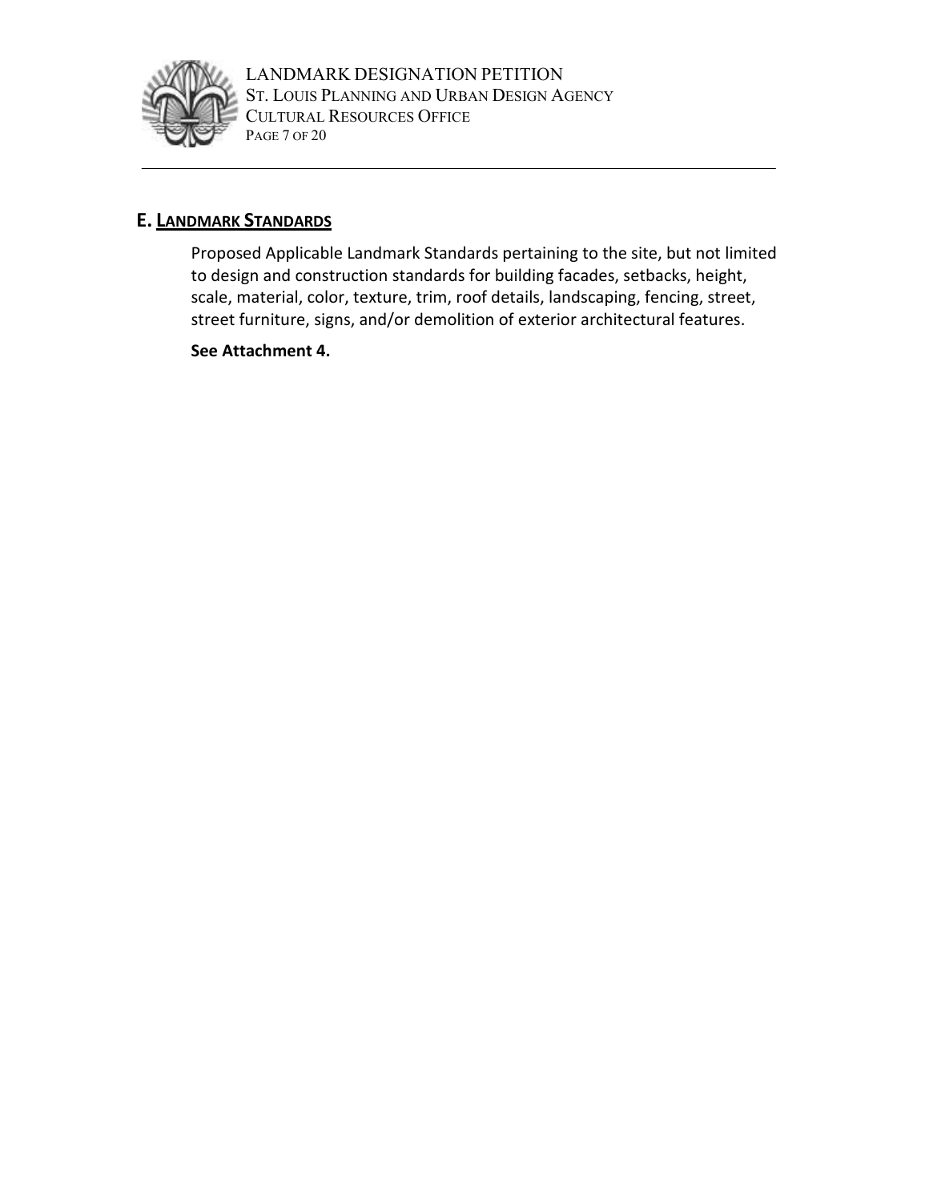## E. LANDMARK STANDARDS

Proposed Applicable Landmark Standards pertaining to the site, but not limited to design and construction standards for building facades, setbacks, height, scale, material, color, texture, trim, roof details, landscaping, fencing, street, street furniture, signs, and/or demolition of exterior architectural features.

**See Attachment 4.**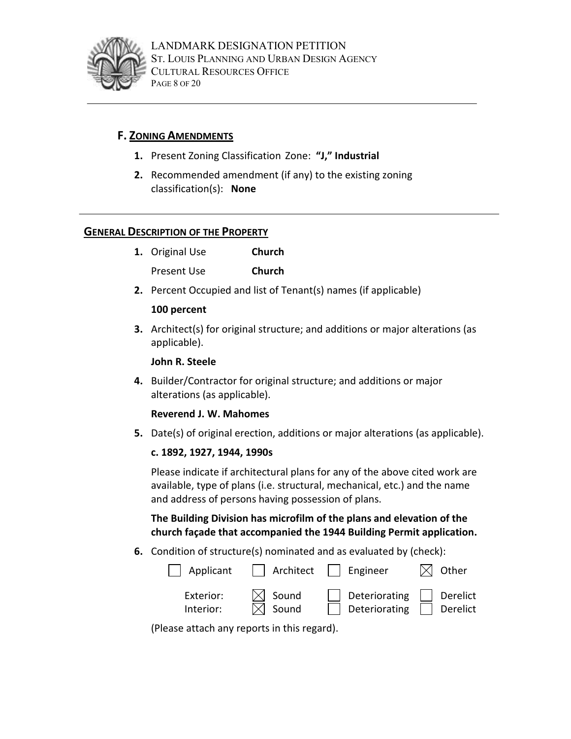## F. ZONING AMENDMENTS

1. Present Zoning Classification Zone: **"J," Industrial**
2. Recommended amendment (if any) to the existing zoning classification(s): **None**

---

## GENERAL DESCRIPTION OF THE PROPERTY

1. Original Use **Church**

   Present Use **Church**

2. Percent Occupied and list of Tenant(s) names (if applicable)

   **100 percent**

3. Architect(s) for original structure; and additions or major alterations (as applicable).

   **John R. Steele**

4. Builder/Contractor for original structure; and additions or major alterations (as applicable).

   **Reverend J. W. Mahomes**

5. Date(s) of original erection, additions or major alterations (as applicable).

   **c. 1892, 1927, 1944, 1990s**

   Please indicate if architectural plans for any of the above cited work are available, type of plans (i.e. structural, mechanical, etc.) and the name and address of persons having possession of plans.

   **The Building Division has microfilm of the plans and elevation of the church façade that accompanied the 1944 Building Permit application.**

6. Condition of structure(s) nominated and as evaluated by (check):

   ☐ Applicant ☐ Architect ☐ Engineer ☒ Other

   | | | | |
   |---|---|---|---|
   | Exterior: | ☒ Sound | ☐ Deteriorating | ☐ Derelict |
   | Interior: | ☒ Sound | ☐ Deteriorating | ☐ Derelict |

   (Please attach any reports in this regard).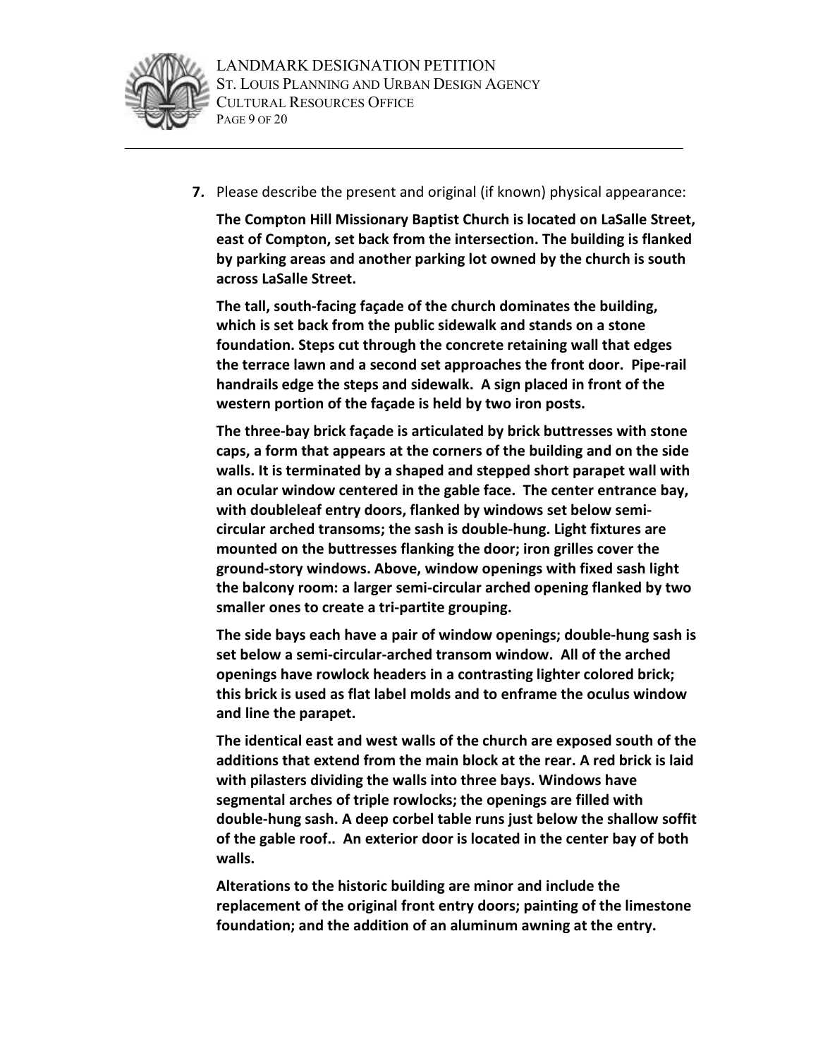**7.** Please describe the present and original (if known) physical appearance:

**The Compton Hill Missionary Baptist Church is located on LaSalle Street, east of Compton, set back from the intersection. The building is flanked by parking areas and another parking lot owned by the church is south across LaSalle Street.**

**The tall, south-facing façade of the church dominates the building, which is set back from the public sidewalk and stands on a stone foundation. Steps cut through the concrete retaining wall that edges the terrace lawn and a second set approaches the front door. Pipe-rail handrails edge the steps and sidewalk. A sign placed in front of the western portion of the façade is held by two iron posts.**

**The three-bay brick façade is articulated by brick buttresses with stone caps, a form that appears at the corners of the building and on the side walls. It is terminated by a shaped and stepped short parapet wall with an ocular window centered in the gable face. The center entrance bay, with doubleleaf entry doors, flanked by windows set below semi-circular arched transoms; the sash is double-hung. Light fixtures are mounted on the buttresses flanking the door; iron grilles cover the ground-story windows. Above, window openings with fixed sash light the balcony room: a larger semi-circular arched opening flanked by two smaller ones to create a tri-partite grouping.**

**The side bays each have a pair of window openings; double-hung sash is set below a semi-circular-arched transom window. All of the arched openings have rowlock headers in a contrasting lighter colored brick; this brick is used as flat label molds and to enframe the oculus window and line the parapet.**

**The identical east and west walls of the church are exposed south of the additions that extend from the main block at the rear. A red brick is laid with pilasters dividing the walls into three bays. Windows have segmental arches of triple rowlocks; the openings are filled with double-hung sash. A deep corbel table runs just below the shallow soffit of the gable roof.. An exterior door is located in the center bay of both walls.**

**Alterations to the historic building are minor and include the replacement of the original front entry doors; painting of the limestone foundation; and the addition of an aluminum awning at the entry.**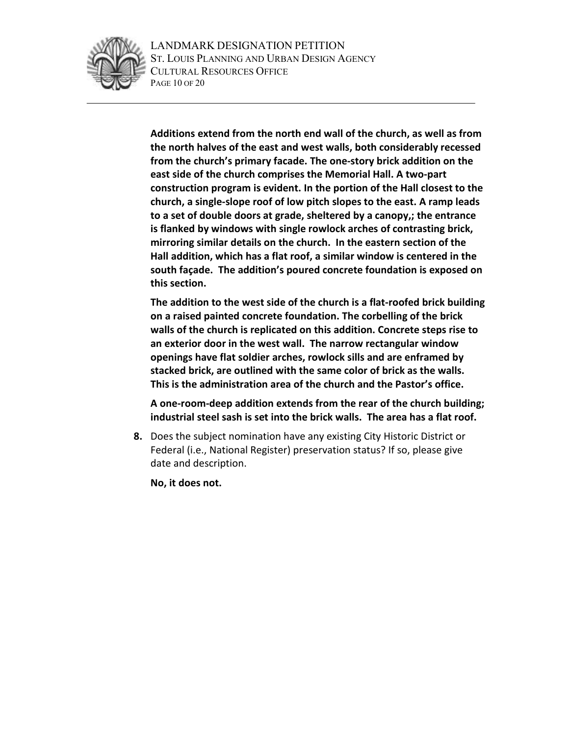**Additions extend from the north end wall of the church, as well as from the north halves of the east and west walls, both considerably recessed from the church's primary facade. The one-story brick addition on the east side of the church comprises the Memorial Hall. A two-part construction program is evident. In the portion of the Hall closest to the church, a single-slope roof of low pitch slopes to the east. A ramp leads to a set of double doors at grade, sheltered by a canopy,; the entrance is flanked by windows with single rowlock arches of contrasting brick, mirroring similar details on the church. In the eastern section of the Hall addition, which has a flat roof, a similar window is centered in the south façade. The addition's poured concrete foundation is exposed on this section.**

**The addition to the west side of the church is a flat-roofed brick building on a raised painted concrete foundation. The corbelling of the brick walls of the church is replicated on this addition. Concrete steps rise to an exterior door in the west wall. The narrow rectangular window openings have flat soldier arches, rowlock sills and are enframed by stacked brick, are outlined with the same color of brick as the walls. This is the administration area of the church and the Pastor's office.**

**A one-room-deep addition extends from the rear of the church building; industrial steel sash is set into the brick walls. The area has a flat roof.**

**8.** Does the subject nomination have any existing City Historic District or Federal (i.e., National Register) preservation status? If so, please give date and description.

**No, it does not.**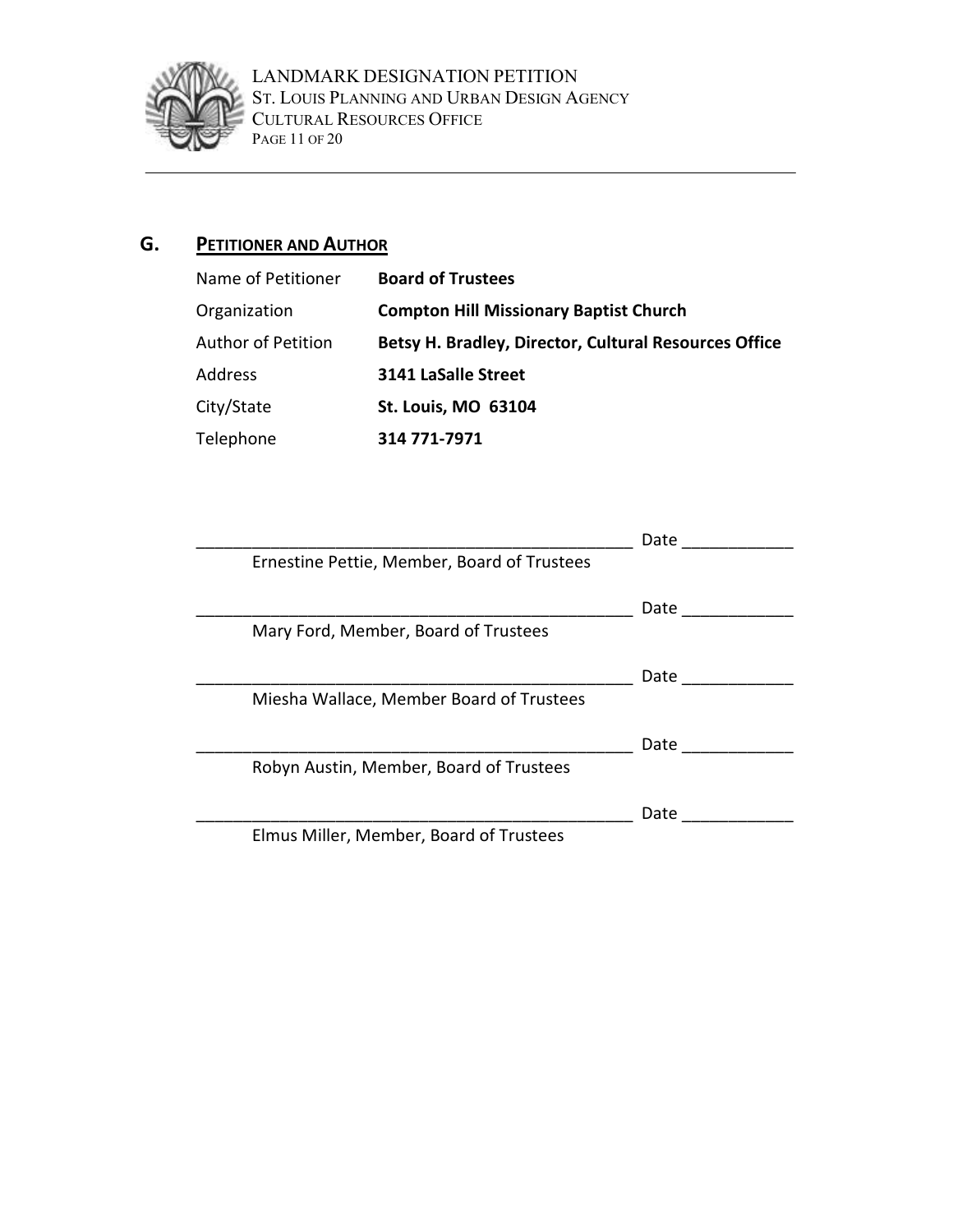## G. Petitioner and Author

| | |
|---|---|
| Name of Petitioner | **Board of Trustees** |
| Organization | **Compton Hill Missionary Baptist Church** |
| Author of Petition | **Betsy H. Bradley, Director, Cultural Resources Office** |
| Address | **3141 LaSalle Street** |
| City/State | **St. Louis, MO 63104** |
| Telephone | **314 771-7971** |

_______________________________________________ Date ____________
Ernestine Pettie, Member, Board of Trustees

_______________________________________________ Date ____________
Mary Ford, Member, Board of Trustees

_______________________________________________ Date ____________
Miesha Wallace, Member Board of Trustees

_______________________________________________ Date ____________
Robyn Austin, Member, Board of Trustees

_______________________________________________ Date ____________
Elmus Miller, Member, Board of Trustees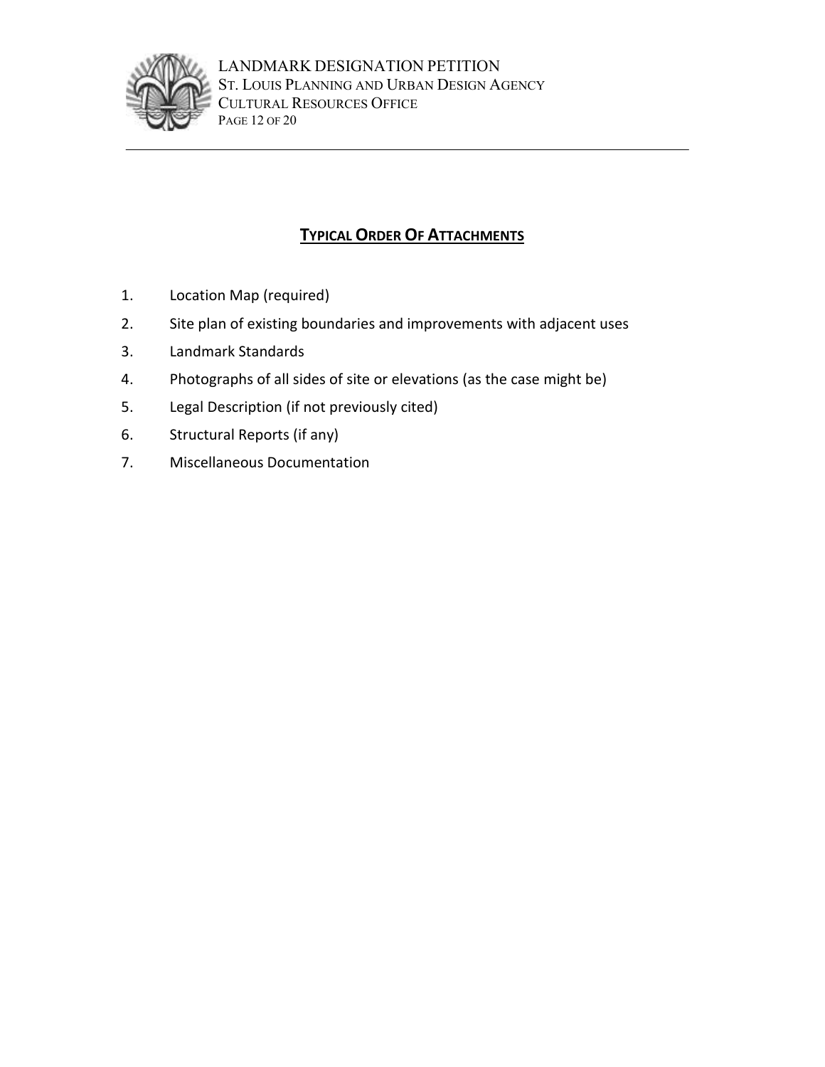## Typical Order Of Attachments

1. Location Map (required)
2. Site plan of existing boundaries and improvements with adjacent uses
3. Landmark Standards
4. Photographs of all sides of site or elevations (as the case might be)
5. Legal Description (if not previously cited)
6. Structural Reports (if any)
7. Miscellaneous Documentation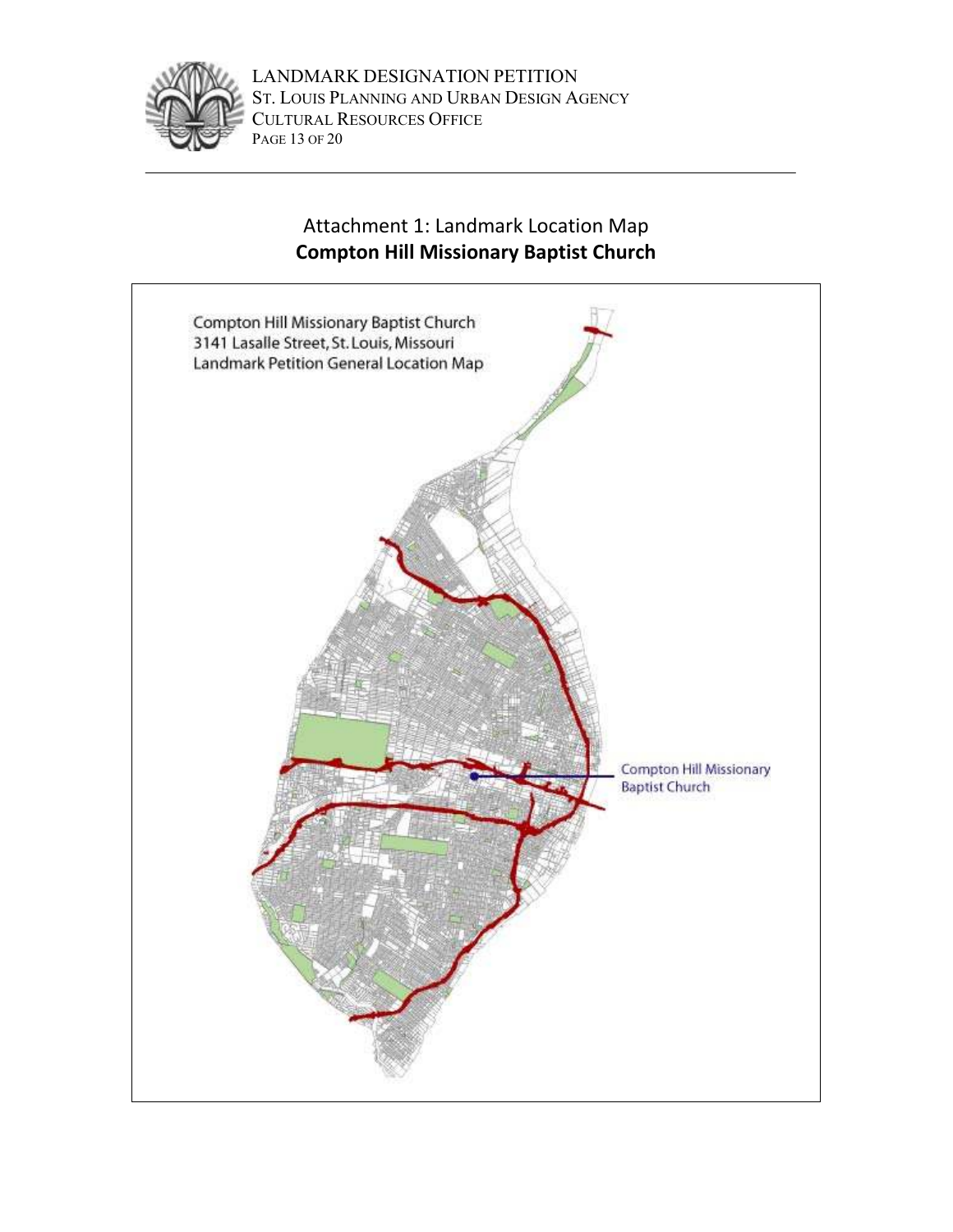## Attachment 1: Landmark Location Map

**Compton Hill Missionary Baptist Church**

Compton Hill Missionary Baptist Church
3141 Lasalle Street, St. Louis, Missouri
Landmark Petition General Location Map

Compton Hill Missionary Baptist Church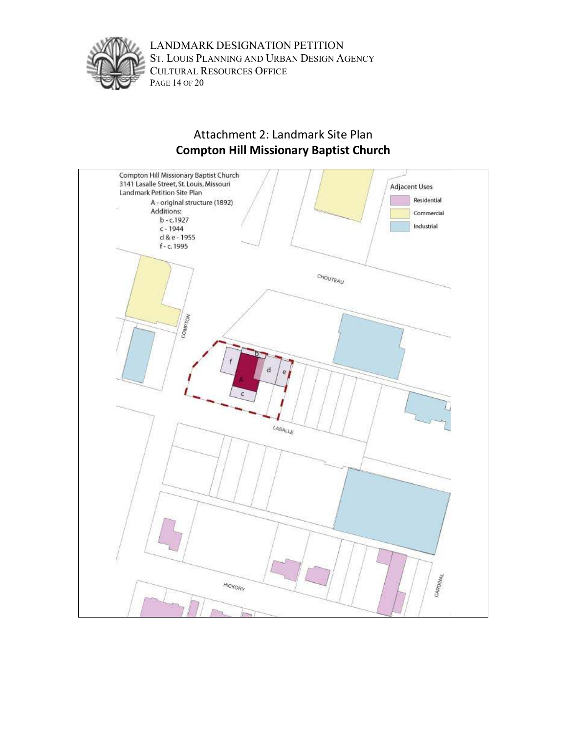## Attachment 2: Landmark Site Plan

## **Compton Hill Missionary Baptist Church**

Compton Hill Missionary Baptist Church
3141 Lasalle Street, St. Louis, Missouri
Landmark Petition Site Plan

A - original structure (1892)
Additions:
b - c.1927
c - 1944
d & e - 1955
f - c.1995

Adjacent Uses
- Residential
- Commercial
- Industrial

CHOUTEAU

COMPTON

LASALLE

HICKORY

CARDINAL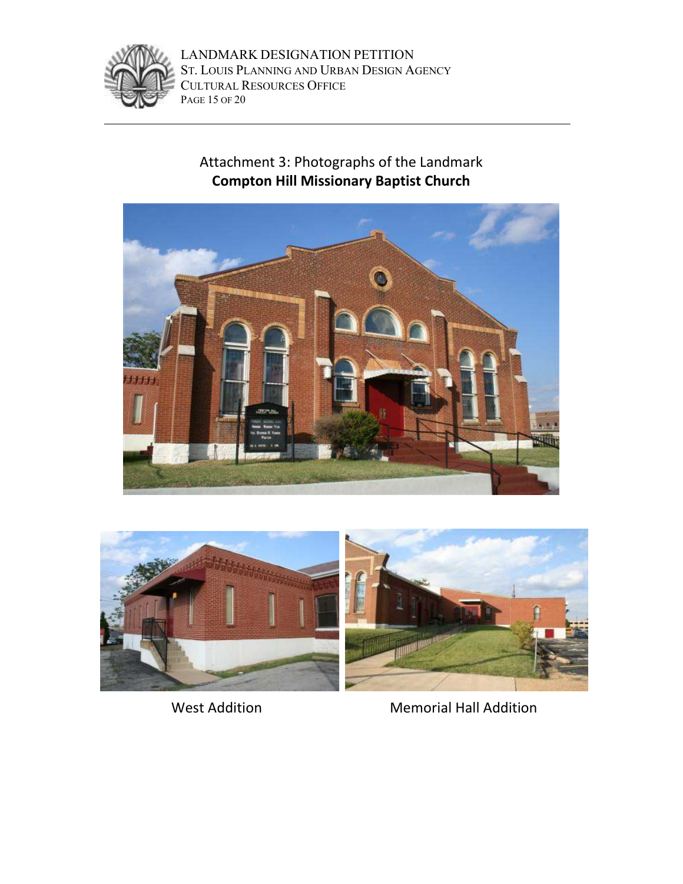Attachment 3: Photographs of the Landmark

**Compton Hill Missionary Baptist Church**

West Addition

Memorial Hall Addition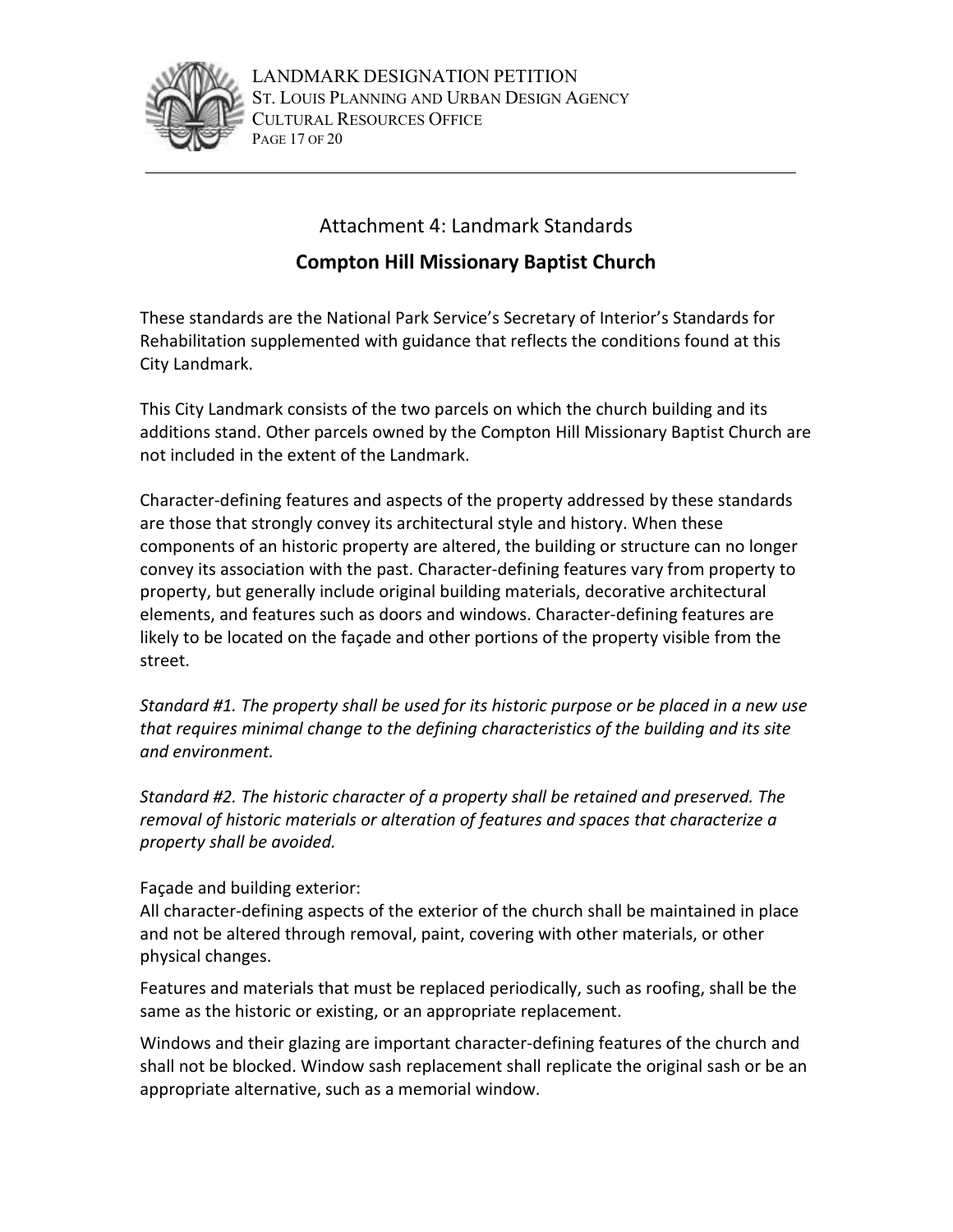## Attachment 4: Landmark Standards

### Compton Hill Missionary Baptist Church

These standards are the National Park Service's Secretary of Interior's Standards for Rehabilitation supplemented with guidance that reflects the conditions found at this City Landmark.

This City Landmark consists of the two parcels on which the church building and its additions stand. Other parcels owned by the Compton Hill Missionary Baptist Church are not included in the extent of the Landmark.

Character-defining features and aspects of the property addressed by these standards are those that strongly convey its architectural style and history. When these components of an historic property are altered, the building or structure can no longer convey its association with the past. Character-defining features vary from property to property, but generally include original building materials, decorative architectural elements, and features such as doors and windows. Character-defining features are likely to be located on the façade and other portions of the property visible from the street.

*Standard #1. The property shall be used for its historic purpose or be placed in a new use that requires minimal change to the defining characteristics of the building and its site and environment.*

*Standard #2. The historic character of a property shall be retained and preserved. The removal of historic materials or alteration of features and spaces that characterize a property shall be avoided.*

Façade and building exterior:
All character-defining aspects of the exterior of the church shall be maintained in place and not be altered through removal, paint, covering with other materials, or other physical changes.

Features and materials that must be replaced periodically, such as roofing, shall be the same as the historic or existing, or an appropriate replacement.

Windows and their glazing are important character-defining features of the church and shall not be blocked. Window sash replacement shall replicate the original sash or be an appropriate alternative, such as a memorial window.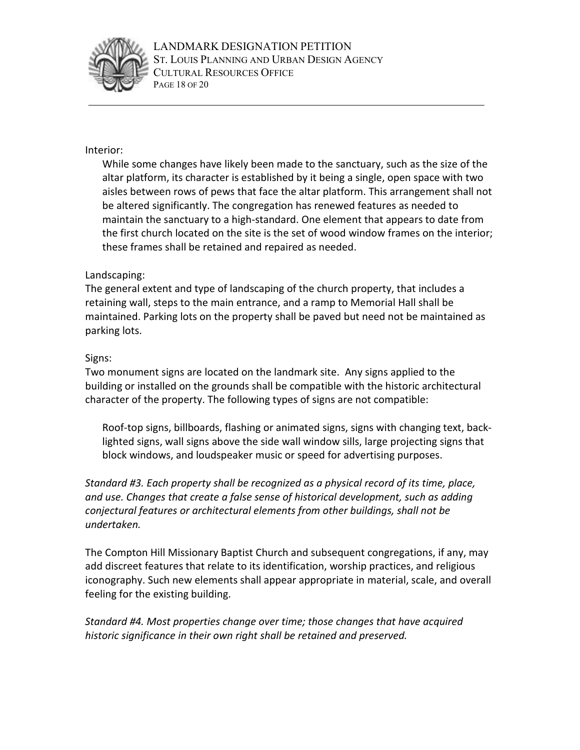Interior:

While some changes have likely been made to the sanctuary, such as the size of the altar platform, its character is established by it being a single, open space with two aisles between rows of pews that face the altar platform. This arrangement shall not be altered significantly. The congregation has renewed features as needed to maintain the sanctuary to a high-standard. One element that appears to date from the first church located on the site is the set of wood window frames on the interior; these frames shall be retained and repaired as needed.

Landscaping:

The general extent and type of landscaping of the church property, that includes a retaining wall, steps to the main entrance, and a ramp to Memorial Hall shall be maintained. Parking lots on the property shall be paved but need not be maintained as parking lots.

Signs:

Two monument signs are located on the landmark site. Any signs applied to the building or installed on the grounds shall be compatible with the historic architectural character of the property. The following types of signs are not compatible:

Roof-top signs, billboards, flashing or animated signs, signs with changing text, back-lighted signs, wall signs above the side wall window sills, large projecting signs that block windows, and loudspeaker music or speed for advertising purposes.

*Standard #3. Each property shall be recognized as a physical record of its time, place, and use. Changes that create a false sense of historical development, such as adding conjectural features or architectural elements from other buildings, shall not be undertaken.*

The Compton Hill Missionary Baptist Church and subsequent congregations, if any, may add discreet features that relate to its identification, worship practices, and religious iconography. Such new elements shall appear appropriate in material, scale, and overall feeling for the existing building.

*Standard #4. Most properties change over time; those changes that have acquired historic significance in their own right shall be retained and preserved.*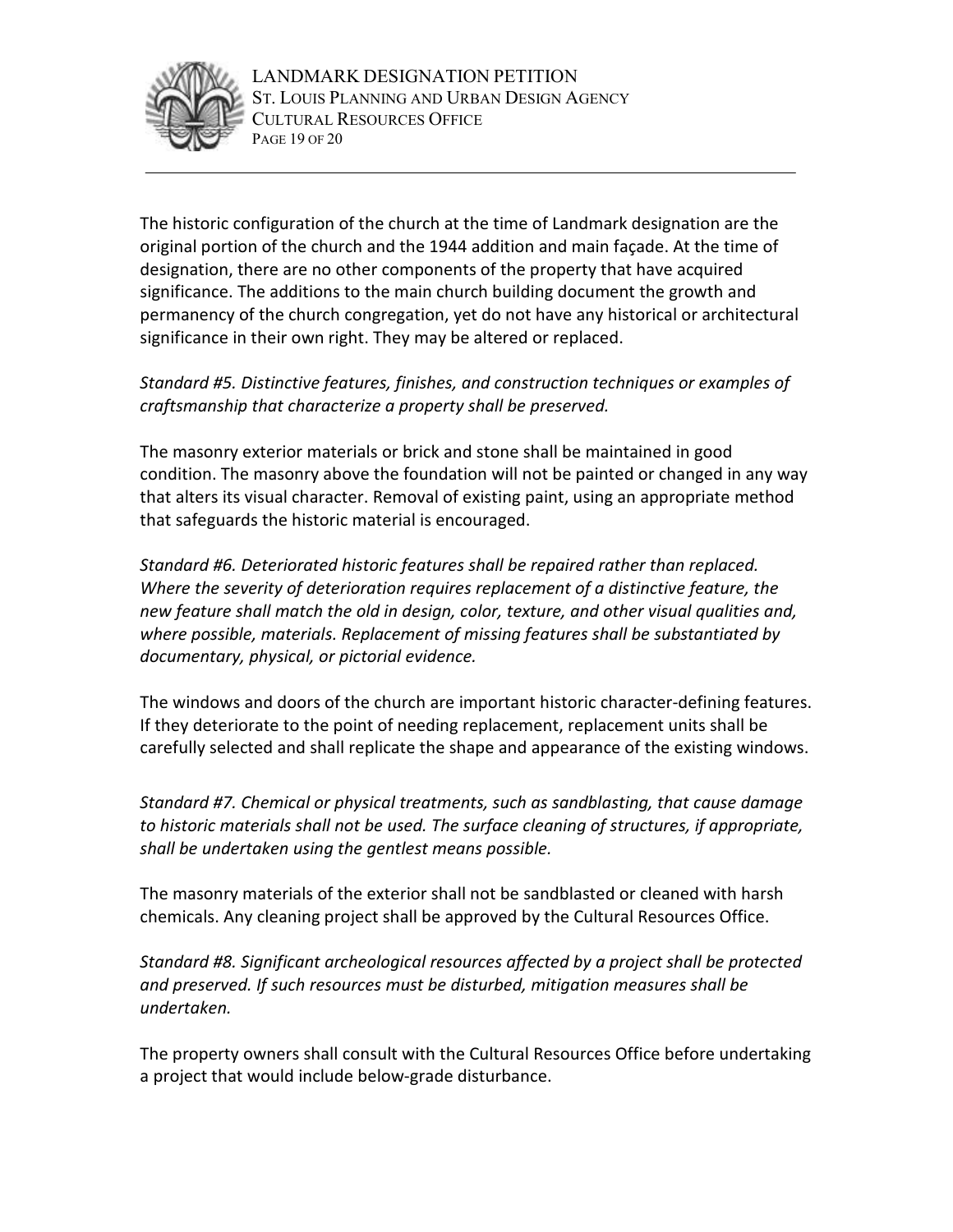The historic configuration of the church at the time of Landmark designation are the original portion of the church and the 1944 addition and main façade. At the time of designation, there are no other components of the property that have acquired significance. The additions to the main church building document the growth and permanency of the church congregation, yet do not have any historical or architectural significance in their own right. They may be altered or replaced.

*Standard #5. Distinctive features, finishes, and construction techniques or examples of craftsmanship that characterize a property shall be preserved.*

The masonry exterior materials or brick and stone shall be maintained in good condition. The masonry above the foundation will not be painted or changed in any way that alters its visual character. Removal of existing paint, using an appropriate method that safeguards the historic material is encouraged.

*Standard #6. Deteriorated historic features shall be repaired rather than replaced. Where the severity of deterioration requires replacement of a distinctive feature, the new feature shall match the old in design, color, texture, and other visual qualities and, where possible, materials. Replacement of missing features shall be substantiated by documentary, physical, or pictorial evidence.*

The windows and doors of the church are important historic character-defining features. If they deteriorate to the point of needing replacement, replacement units shall be carefully selected and shall replicate the shape and appearance of the existing windows.

*Standard #7. Chemical or physical treatments, such as sandblasting, that cause damage to historic materials shall not be used. The surface cleaning of structures, if appropriate, shall be undertaken using the gentlest means possible.*

The masonry materials of the exterior shall not be sandblasted or cleaned with harsh chemicals. Any cleaning project shall be approved by the Cultural Resources Office.

*Standard #8. Significant archeological resources affected by a project shall be protected and preserved. If such resources must be disturbed, mitigation measures shall be undertaken.*

The property owners shall consult with the Cultural Resources Office before undertaking a project that would include below-grade disturbance.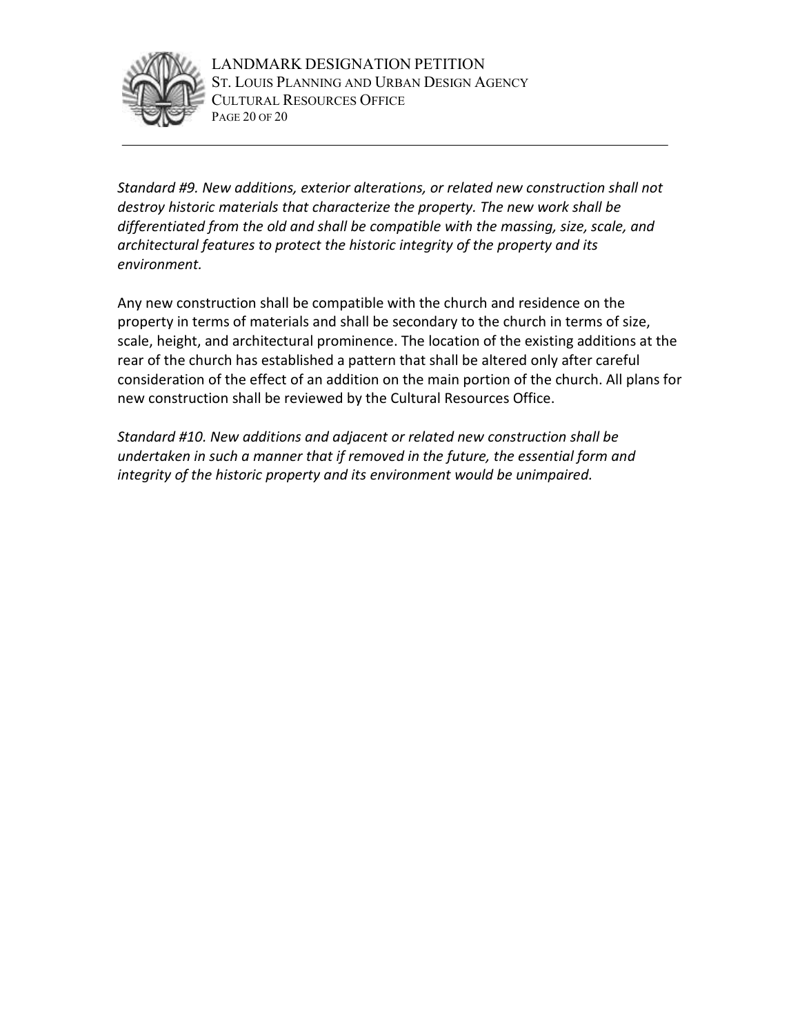*Standard #9. New additions, exterior alterations, or related new construction shall not destroy historic materials that characterize the property. The new work shall be differentiated from the old and shall be compatible with the massing, size, scale, and architectural features to protect the historic integrity of the property and its environment.*

Any new construction shall be compatible with the church and residence on the property in terms of materials and shall be secondary to the church in terms of size, scale, height, and architectural prominence. The location of the existing additions at the rear of the church has established a pattern that shall be altered only after careful consideration of the effect of an addition on the main portion of the church. All plans for new construction shall be reviewed by the Cultural Resources Office.

*Standard #10. New additions and adjacent or related new construction shall be undertaken in such a manner that if removed in the future, the essential form and integrity of the historic property and its environment would be unimpaired.*